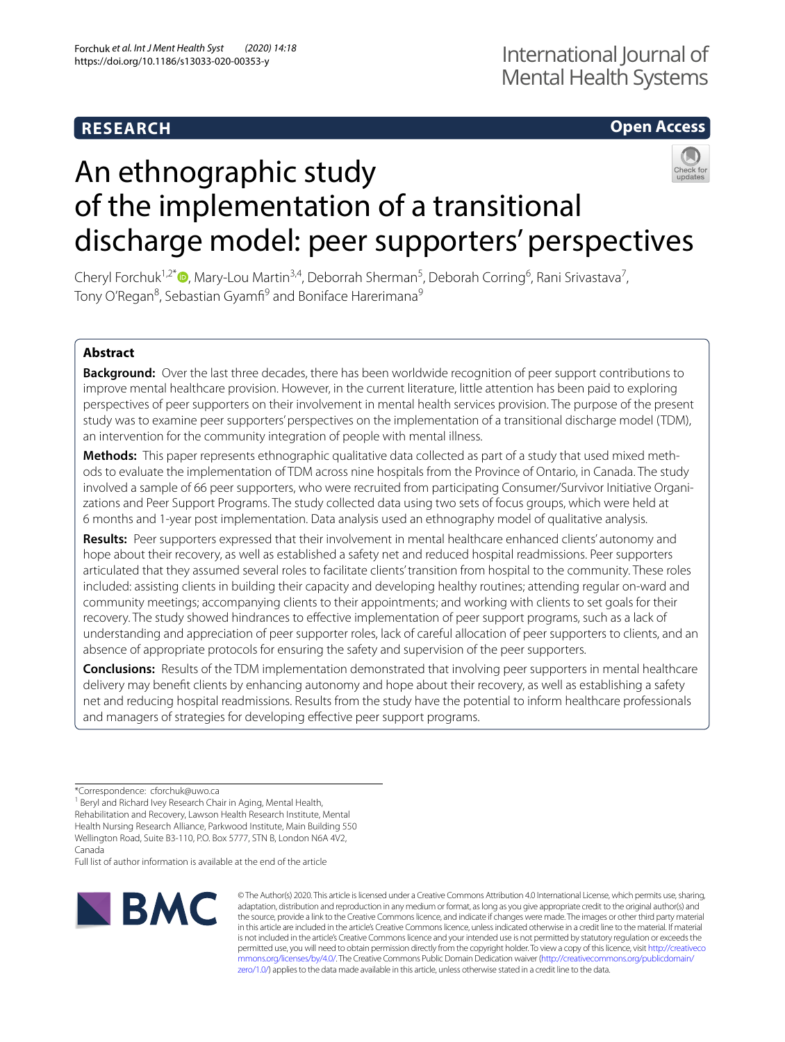RESEARCH

Open Access

# An ethnographic study of the implementation of a transitional discharge model: peer supporters' perspectives

Cheryl Forchuk[1,2*], Mary-Lou Martin[3,4], Deborrah Sherman[5], Deborah Corring[6], Rani Srivastava[7], Tony O'Regan[8], Sebastian Gyamfi[9] and Boniface Harerimana[9]

## Abstract

**Background:** Over the last three decades, there has been worldwide recognition of peer support contributions to improve mental healthcare provision. However, in the current literature, little attention has been paid to exploring perspectives of peer supporters on their involvement in mental health services provision. The purpose of the present study was to examine peer supporters' perspectives on the implementation of a transitional discharge model (TDM), an intervention for the community integration of people with mental illness.

**Methods:** This paper represents ethnographic qualitative data collected as part of a study that used mixed methods to evaluate the implementation of TDM across nine hospitals from the Province of Ontario, in Canada. The study involved a sample of 66 peer supporters, who were recruited from participating Consumer/Survivor Initiative Organizations and Peer Support Programs. The study collected data using two sets of focus groups, which were held at 6 months and 1-year post implementation. Data analysis used an ethnography model of qualitative analysis.

**Results:** Peer supporters expressed that their involvement in mental healthcare enhanced clients' autonomy and hope about their recovery, as well as established a safety net and reduced hospital readmissions. Peer supporters articulated that they assumed several roles to facilitate clients' transition from hospital to the community. These roles included: assisting clients in building their capacity and developing healthy routines; attending regular on-ward and community meetings; accompanying clients to their appointments; and working with clients to set goals for their recovery. The study showed hindrances to effective implementation of peer support programs, such as a lack of understanding and appreciation of peer supporter roles, lack of careful allocation of peer supporters to clients, and an absence of appropriate protocols for ensuring the safety and supervision of the peer supporters.

**Conclusions:** Results of the TDM implementation demonstrated that involving peer supporters in mental healthcare delivery may benefit clients by enhancing autonomy and hope about their recovery, as well as establishing a safety net and reducing hospital readmissions. Results from the study have the potential to inform healthcare professionals and managers of strategies for developing effective peer support programs.

*Correspondence: cforchuk@uwo.ca

[1] Beryl and Richard Ivey Research Chair in Aging, Mental Health, Rehabilitation and Recovery, Lawson Health Research Institute, Mental Health Nursing Research Alliance, Parkwood Institute, Main Building 550 Wellington Road, Suite B3-110, P.O. Box 5777, STN B, London N6A 4V2, Canada

Full list of author information is available at the end of the article

© The Author(s) 2020. This article is licensed under a Creative Commons Attribution 4.0 International License, which permits use, sharing, adaptation, distribution and reproduction in any medium or format, as long as you give appropriate credit to the original author(s) and the source, provide a link to the Creative Commons licence, and indicate if changes were made. The images or other third party material in this article are included in the article's Creative Commons licence, unless indicated otherwise in a credit line to the material. If material is not included in the article's Creative Commons licence and your intended use is not permitted by statutory regulation or exceeds the permitted use, you will need to obtain permission directly from the copyright holder. To view a copy of this licence, visit http://creativecommons.org/licenses/by/4.0/. The Creative Commons Public Domain Dedication waiver (http://creativecommons.org/publicdomain/zero/1.0/) applies to the data made available in this article, unless otherwise stated in a credit line to the data.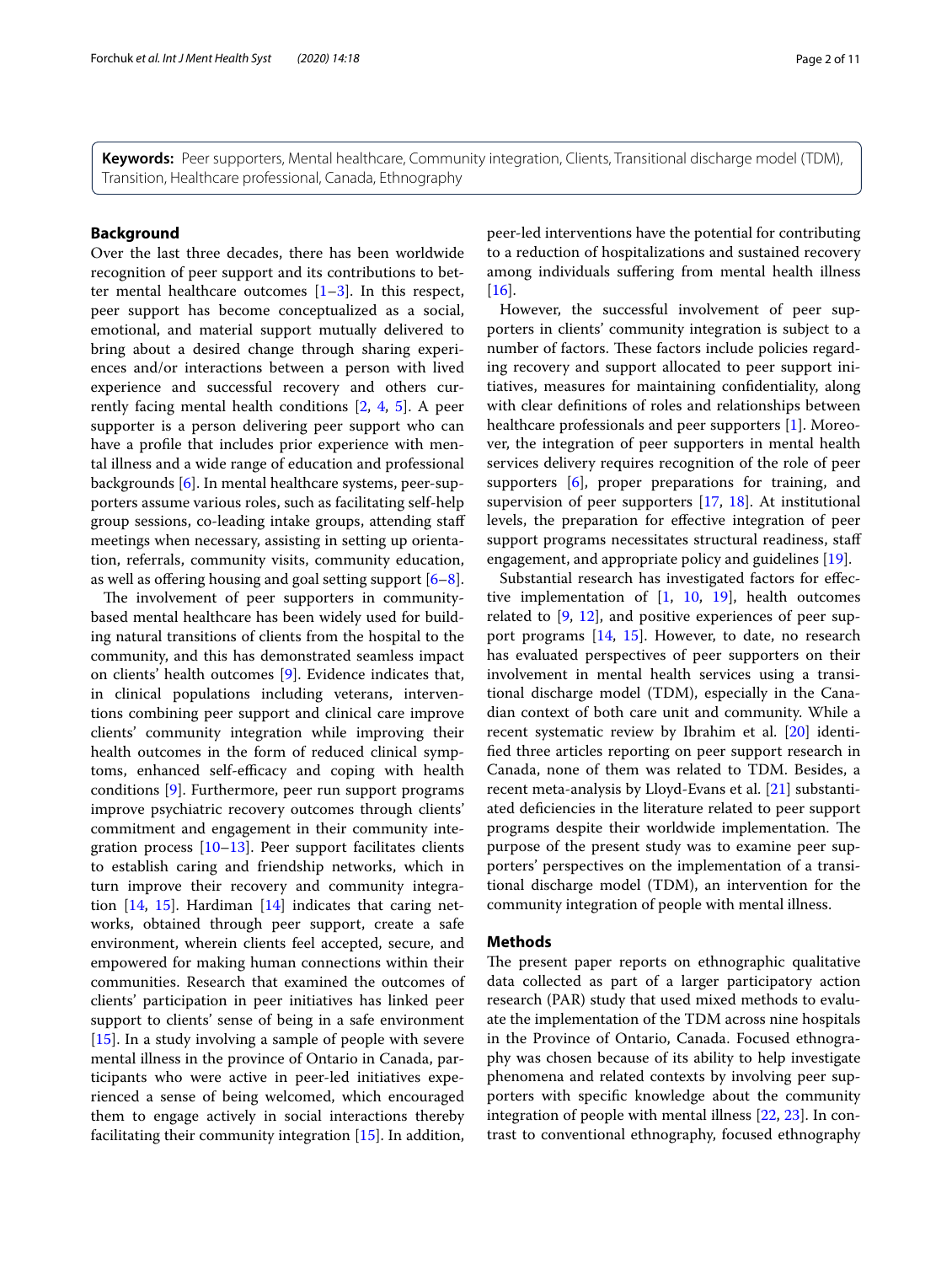**Keywords:** Peer supporters, Mental healthcare, Community integration, Clients, Transitional discharge model (TDM), Transition, Healthcare professional, Canada, Ethnography

## Background

Over the last three decades, there has been worldwide recognition of peer support and its contributions to better mental healthcare outcomes [1–3]. In this respect, peer support has become conceptualized as a social, emotional, and material support mutually delivered to bring about a desired change through sharing experiences and/or interactions between a person with lived experience and successful recovery and others currently facing mental health conditions [2, 4, 5]. A peer supporter is a person delivering peer support who can have a profile that includes prior experience with mental illness and a wide range of education and professional backgrounds [6]. In mental healthcare systems, peer-supporters assume various roles, such as facilitating self-help group sessions, co-leading intake groups, attending staff meetings when necessary, assisting in setting up orientation, referrals, community visits, community education, as well as offering housing and goal setting support [6–8].

The involvement of peer supporters in community-based mental healthcare has been widely used for building natural transitions of clients from the hospital to the community, and this has demonstrated seamless impact on clients' health outcomes [9]. Evidence indicates that, in clinical populations including veterans, interventions combining peer support and clinical care improve clients' community integration while improving their health outcomes in the form of reduced clinical symptoms, enhanced self-efficacy and coping with health conditions [9]. Furthermore, peer run support programs improve psychiatric recovery outcomes through clients' commitment and engagement in their community integration process [10–13]. Peer support facilitates clients to establish caring and friendship networks, which in turn improve their recovery and community integration [14, 15]. Hardiman [14] indicates that caring networks, obtained through peer support, create a safe environment, wherein clients feel accepted, secure, and empowered for making human connections within their communities. Research that examined the outcomes of clients' participation in peer initiatives has linked peer support to clients' sense of being in a safe environment [15]. In a study involving a sample of people with severe mental illness in the province of Ontario in Canada, participants who were active in peer-led initiatives experienced a sense of being welcomed, which encouraged them to engage actively in social interactions thereby facilitating their community integration [15]. In addition, peer-led interventions have the potential for contributing to a reduction of hospitalizations and sustained recovery among individuals suffering from mental health illness [16].

However, the successful involvement of peer supporters in clients' community integration is subject to a number of factors. These factors include policies regarding recovery and support allocated to peer support initiatives, measures for maintaining confidentiality, along with clear definitions of roles and relationships between healthcare professionals and peer supporters [1]. Moreover, the integration of peer supporters in mental health services delivery requires recognition of the role of peer supporters [6], proper preparations for training, and supervision of peer supporters [17, 18]. At institutional levels, the preparation for effective integration of peer support programs necessitates structural readiness, staff engagement, and appropriate policy and guidelines [19].

Substantial research has investigated factors for effective implementation of [1, 10, 19], health outcomes related to [9, 12], and positive experiences of peer support programs [14, 15]. However, to date, no research has evaluated perspectives of peer supporters on their involvement in mental health services using a transitional discharge model (TDM), especially in the Canadian context of both care unit and community. While a recent systematic review by Ibrahim et al. [20] identified three articles reporting on peer support research in Canada, none of them was related to TDM. Besides, a recent meta-analysis by Lloyd-Evans et al. [21] substantiated deficiencies in the literature related to peer support programs despite their worldwide implementation. The purpose of the present study was to examine peer supporters' perspectives on the implementation of a transitional discharge model (TDM), an intervention for the community integration of people with mental illness.

## Methods

The present paper reports on ethnographic qualitative data collected as part of a larger participatory action research (PAR) study that used mixed methods to evaluate the implementation of the TDM across nine hospitals in the Province of Ontario, Canada. Focused ethnography was chosen because of its ability to help investigate phenomena and related contexts by involving peer supporters with specific knowledge about the community integration of people with mental illness [22, 23]. In contrast to conventional ethnography, focused ethnography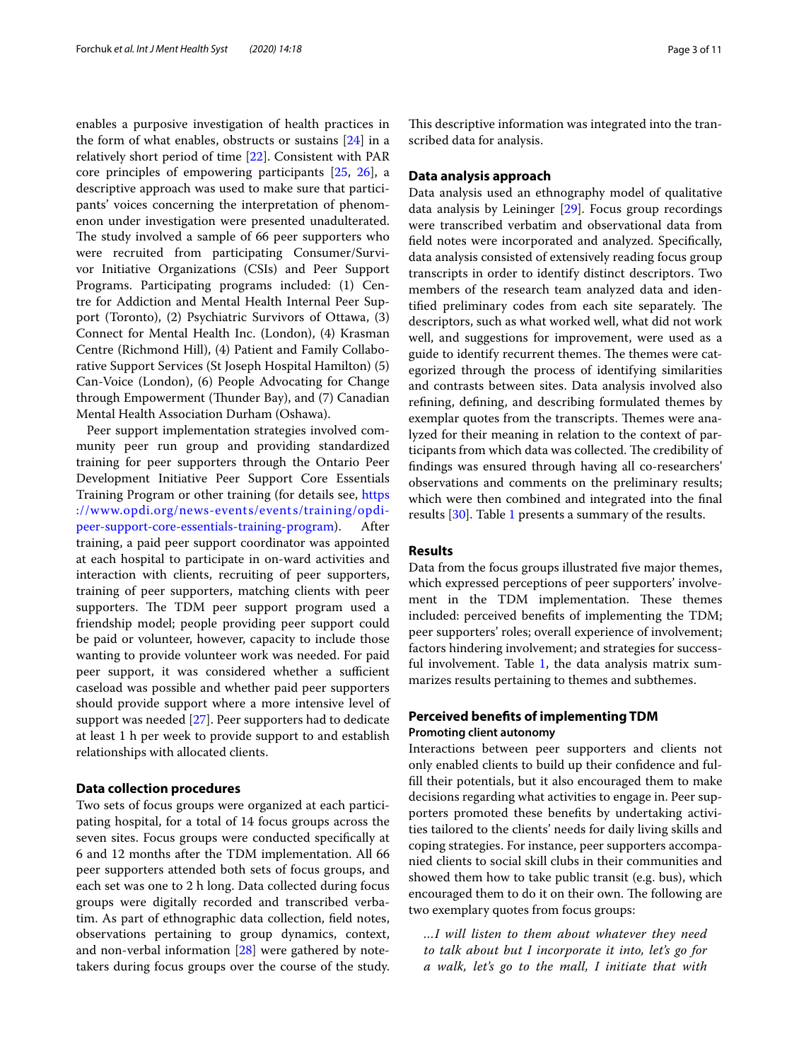enables a purposive investigation of health practices in the form of what enables, obstructs or sustains [24] in a relatively short period of time [22]. Consistent with PAR core principles of empowering participants [25, 26], a descriptive approach was used to make sure that participants' voices concerning the interpretation of phenomenon under investigation were presented unadulterated. The study involved a sample of 66 peer supporters who were recruited from participating Consumer/Survivor Initiative Organizations (CSIs) and Peer Support Programs. Participating programs included: (1) Centre for Addiction and Mental Health Internal Peer Support (Toronto), (2) Psychiatric Survivors of Ottawa, (3) Connect for Mental Health Inc. (London), (4) Krasman Centre (Richmond Hill), (4) Patient and Family Collaborative Support Services (St Joseph Hospital Hamilton) (5) Can-Voice (London), (6) People Advocating for Change through Empowerment (Thunder Bay), and (7) Canadian Mental Health Association Durham (Oshawa).

Peer support implementation strategies involved community peer run group and providing standardized training for peer supporters through the Ontario Peer Development Initiative Peer Support Core Essentials Training Program or other training (for details see, https://www.opdi.org/news-events/events/training/opdi-peer-support-core-essentials-training-program). After training, a paid peer support coordinator was appointed at each hospital to participate in on-ward activities and interaction with clients, recruiting of peer supporters, training of peer supporters, matching clients with peer supporters. The TDM peer support program used a friendship model; people providing peer support could be paid or volunteer, however, capacity to include those wanting to provide volunteer work was needed. For paid peer support, it was considered whether a sufficient caseload was possible and whether paid peer supporters should provide support where a more intensive level of support was needed [27]. Peer supporters had to dedicate at least 1 h per week to provide support to and establish relationships with allocated clients.

### Data collection procedures

Two sets of focus groups were organized at each participating hospital, for a total of 14 focus groups across the seven sites. Focus groups were conducted specifically at 6 and 12 months after the TDM implementation. All 66 peer supporters attended both sets of focus groups, and each set was one to 2 h long. Data collected during focus groups were digitally recorded and transcribed verbatim. As part of ethnographic data collection, field notes, observations pertaining to group dynamics, context, and non-verbal information [28] were gathered by note-takers during focus groups over the course of the study. This descriptive information was integrated into the transcribed data for analysis.

### Data analysis approach

Data analysis used an ethnography model of qualitative data analysis by Leininger [29]. Focus group recordings were transcribed verbatim and observational data from field notes were incorporated and analyzed. Specifically, data analysis consisted of extensively reading focus group transcripts in order to identify distinct descriptors. Two members of the research team analyzed data and identified preliminary codes from each site separately. The descriptors, such as what worked well, what did not work well, and suggestions for improvement, were used as a guide to identify recurrent themes. The themes were categorized through the process of identifying similarities and contrasts between sites. Data analysis involved also refining, defining, and describing formulated themes by exemplar quotes from the transcripts. Themes were analyzed for their meaning in relation to the context of participants from which data was collected. The credibility of findings was ensured through having all co-researchers' observations and comments on the preliminary results; which were then combined and integrated into the final results [30]. Table 1 presents a summary of the results.

## Results

Data from the focus groups illustrated five major themes, which expressed perceptions of peer supporters' involvement in the TDM implementation. These themes included: perceived benefits of implementing the TDM; peer supporters' roles; overall experience of involvement; factors hindering involvement; and strategies for successful involvement. Table 1, the data analysis matrix summarizes results pertaining to themes and subthemes.

### Perceived benefits of implementing TDM

#### Promoting client autonomy

Interactions between peer supporters and clients not only enabled clients to build up their confidence and fulfill their potentials, but it also encouraged them to make decisions regarding what activities to engage in. Peer supporters promoted these benefits by undertaking activities tailored to the clients' needs for daily living skills and coping strategies. For instance, peer supporters accompanied clients to social skill clubs in their communities and showed them how to take public transit (e.g. bus), which encouraged them to do it on their own. The following are two exemplary quotes from focus groups:

*...I will listen to them about whatever they need to talk about but I incorporate it into, let's go for a walk, let's go to the mall, I initiate that with*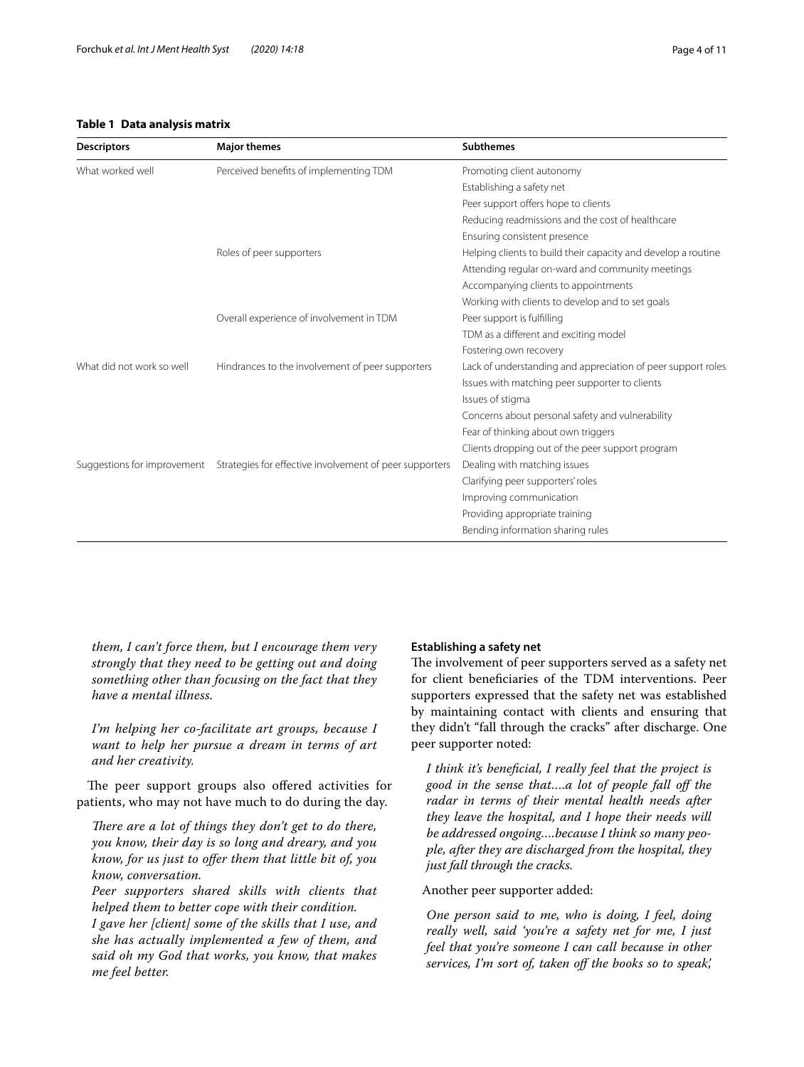**Table 1 Data analysis matrix**

| Descriptors | Major themes | Subthemes |
|---|---|---|
| What worked well | Perceived benefits of implementing TDM | Promoting client autonomy |
| | | Establishing a safety net |
| | | Peer support offers hope to clients |
| | | Reducing readmissions and the cost of healthcare |
| | | Ensuring consistent presence |
| | Roles of peer supporters | Helping clients to build their capacity and develop a routine |
| | | Attending regular on-ward and community meetings |
| | | Accompanying clients to appointments |
| | | Working with clients to develop and to set goals |
| | Overall experience of involvement in TDM | Peer support is fulfilling |
| | | TDM as a different and exciting model |
| | | Fostering own recovery |
| What did not work so well | Hindrances to the involvement of peer supporters | Lack of understanding and appreciation of peer support roles |
| | | Issues with matching peer supporter to clients |
| | | Issues of stigma |
| | | Concerns about personal safety and vulnerability |
| | | Fear of thinking about own triggers |
| | | Clients dropping out of the peer support program |
| Suggestions for improvement | Strategies for effective involvement of peer supporters | Dealing with matching issues |
| | | Clarifying peer supporters' roles |
| | | Improving communication |
| | | Providing appropriate training |
| | | Bending information sharing rules |

> *them, I can't force them, but I encourage them very strongly that they need to be getting out and doing something other than focusing on the fact that they have a mental illness.*

> *I'm helping her co-facilitate art groups, because I want to help her pursue a dream in terms of art and her creativity.*

The peer support groups also offered activities for patients, who may not have much to do during the day.

> *There are a lot of things they don't get to do there, you know, their day is so long and dreary, and you know, for us just to offer them that little bit of, you know, conversation.*
> *Peer supporters shared skills with clients that helped them to better cope with their condition.*
> *I gave her [client] some of the skills that I use, and she has actually implemented a few of them, and said oh my God that works, you know, that makes me feel better.*

#### Establishing a safety net

The involvement of peer supporters served as a safety net for client beneficiaries of the TDM interventions. Peer supporters expressed that the safety net was established by maintaining contact with clients and ensuring that they didn't "fall through the cracks" after discharge. One peer supporter noted:

> *I think it's beneficial, I really feel that the project is good in the sense that….a lot of people fall off the radar in terms of their mental health needs after they leave the hospital, and I hope their needs will be addressed ongoing….because I think so many people, after they are discharged from the hospital, they just fall through the cracks.*

Another peer supporter added:

> *One person said to me, who is doing, I feel, doing really well, said 'you're a safety net for me, I just feel that you're someone I can call because in other services, I'm sort of, taken off the books so to speak,'*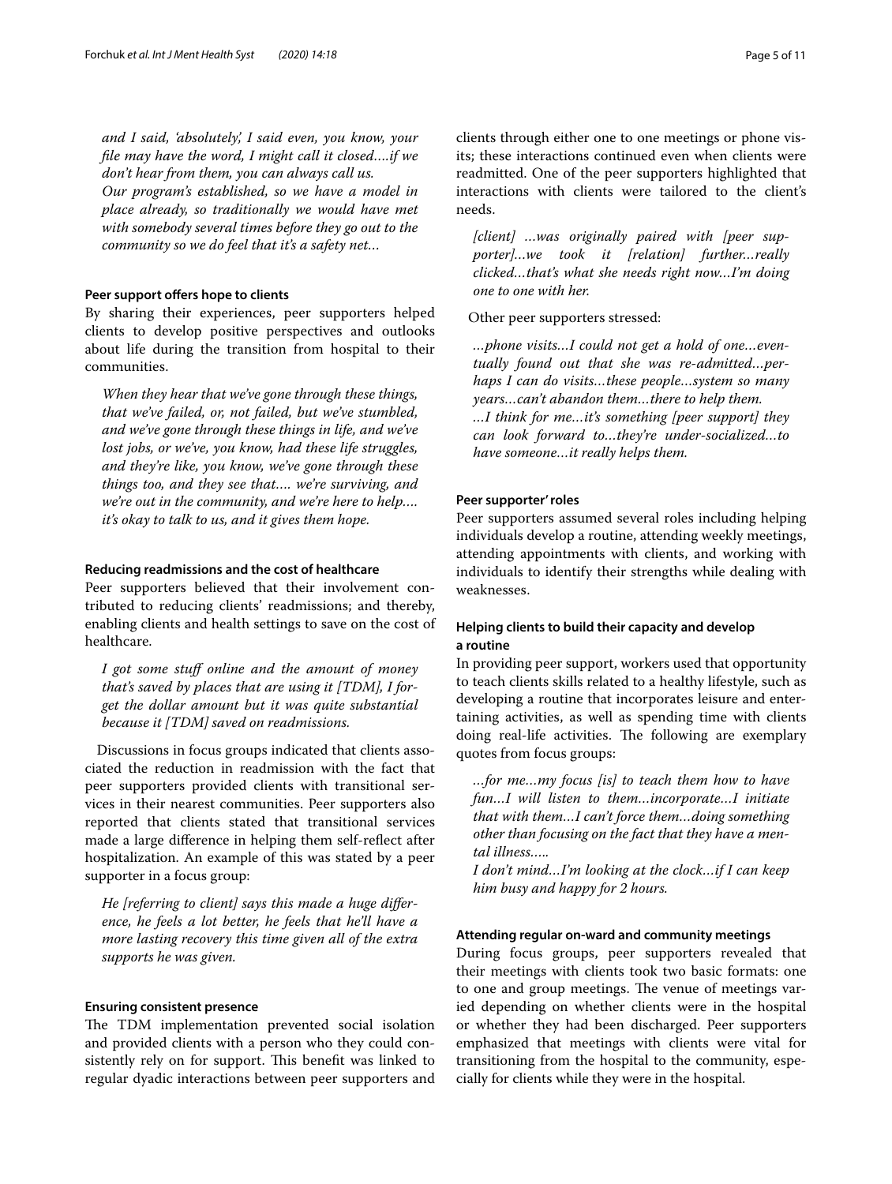*and I said, 'absolutely', I said even, you know, your file may have the word, I might call it closed….if we don't hear from them, you can always call us.*

*Our program's established, so we have a model in place already, so traditionally we would have met with somebody several times before they go out to the community so we do feel that it's a safety net…*

#### Peer support offers hope to clients

By sharing their experiences, peer supporters helped clients to develop positive perspectives and outlooks about life during the transition from hospital to their communities.

> *When they hear that we've gone through these things, that we've failed, or, not failed, but we've stumbled, and we've gone through these things in life, and we've lost jobs, or we've, you know, had these life struggles, and they're like, you know, we've gone through these things too, and they see that…. we're surviving, and we're out in the community, and we're here to help…. it's okay to talk to us, and it gives them hope.*

#### Reducing readmissions and the cost of healthcare

Peer supporters believed that their involvement contributed to reducing clients' readmissions; and thereby, enabling clients and health settings to save on the cost of healthcare.

> *I got some stuff online and the amount of money that's saved by places that are using it [TDM], I forget the dollar amount but it was quite substantial because it [TDM] saved on readmissions.*

Discussions in focus groups indicated that clients associated the reduction in readmission with the fact that peer supporters provided clients with transitional services in their nearest communities. Peer supporters also reported that clients stated that transitional services made a large difference in helping them self-reflect after hospitalization. An example of this was stated by a peer supporter in a focus group:

> *He [referring to client] says this made a huge difference, he feels a lot better, he feels that he'll have a more lasting recovery this time given all of the extra supports he was given.*

#### Ensuring consistent presence

The TDM implementation prevented social isolation and provided clients with a person who they could consistently rely on for support. This benefit was linked to regular dyadic interactions between peer supporters and clients through either one to one meetings or phone visits; these interactions continued even when clients were readmitted. One of the peer supporters highlighted that interactions with clients were tailored to the client's needs.

> *[client] …was originally paired with [peer supporter]…we took it [relation] further…really clicked…that's what she needs right now…I'm doing one to one with her.*

Other peer supporters stressed:

> *…phone visits…I could not get a hold of one…eventually found out that she was re-admitted…perhaps I can do visits…these people…system so many years…can't abandon them…there to help them.*
>
> *…I think for me…it's something [peer support] they can look forward to…they're under-socialized…to have someone…it really helps them.*

### Peer supporter' roles

Peer supporters assumed several roles including helping individuals develop a routine, attending weekly meetings, attending appointments with clients, and working with individuals to identify their strengths while dealing with weaknesses.

#### Helping clients to build their capacity and develop a routine

In providing peer support, workers used that opportunity to teach clients skills related to a healthy lifestyle, such as developing a routine that incorporates leisure and entertaining activities, as well as spending time with clients doing real-life activities. The following are exemplary quotes from focus groups:

> *…for me…my focus [is] to teach them how to have fun…I will listen to them…incorporate…I initiate that with them…I can't force them…doing something other than focusing on the fact that they have a mental illness…..*
>
> *I don't mind…I'm looking at the clock…if I can keep him busy and happy for 2 hours.*

#### Attending regular on-ward and community meetings

During focus groups, peer supporters revealed that their meetings with clients took two basic formats: one to one and group meetings. The venue of meetings varied depending on whether clients were in the hospital or whether they had been discharged. Peer supporters emphasized that meetings with clients were vital for transitioning from the hospital to the community, especially for clients while they were in the hospital.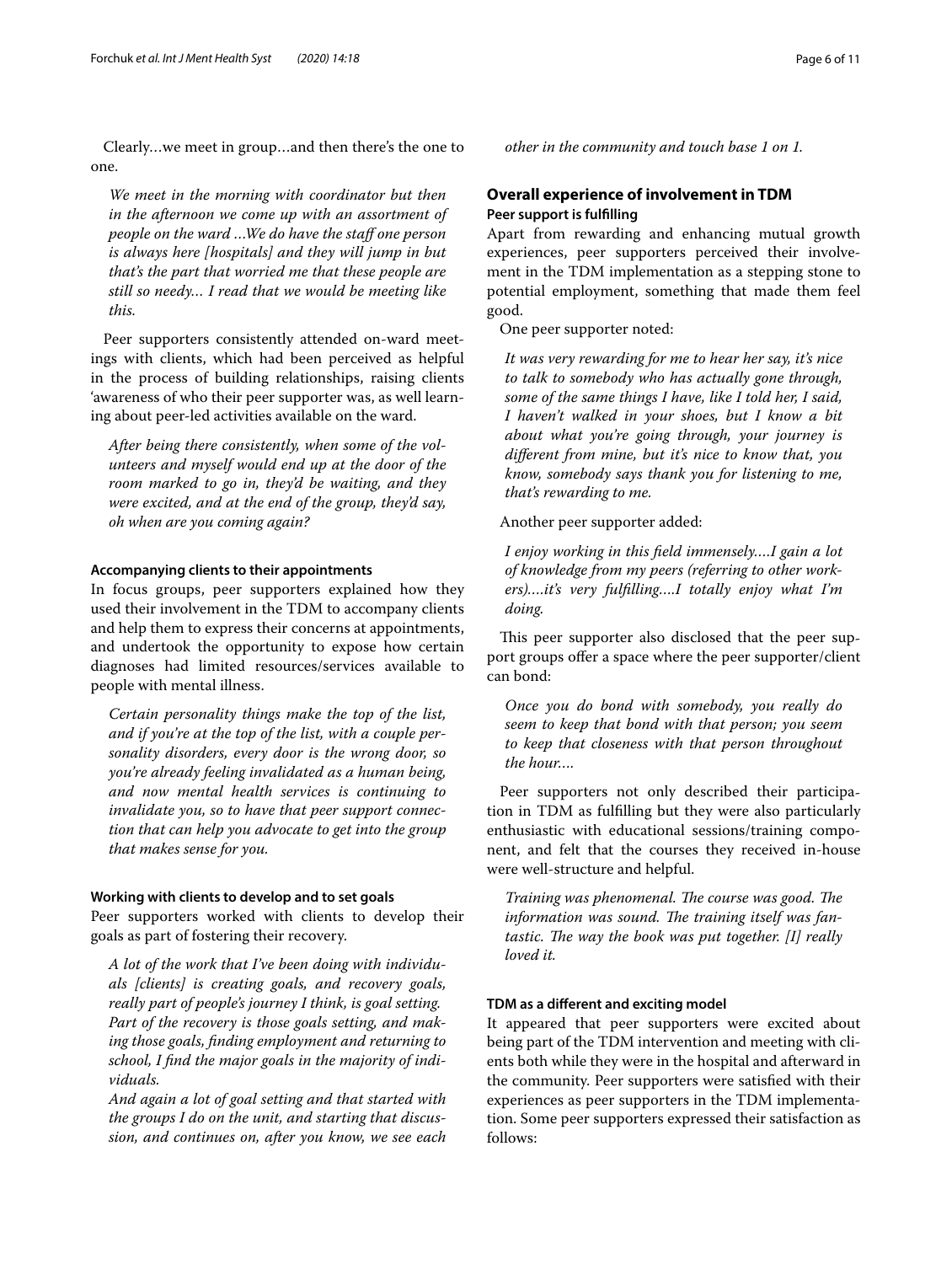Clearly…we meet in group…and then there's the one to one.

*We meet in the morning with coordinator but then in the afternoon we come up with an assortment of people on the ward …We do have the staff one person is always here [hospitals] and they will jump in but that's the part that worried me that these people are still so needy… I read that we would be meeting like this.*

Peer supporters consistently attended on-ward meetings with clients, which had been perceived as helpful in the process of building relationships, raising clients 'awareness of who their peer supporter was, as well learning about peer-led activities available on the ward.

*After being there consistently, when some of the volunteers and myself would end up at the door of the room marked to go in, they'd be waiting, and they were excited, and at the end of the group, they'd say, oh when are you coming again?*

#### Accompanying clients to their appointments

In focus groups, peer supporters explained how they used their involvement in the TDM to accompany clients and help them to express their concerns at appointments, and undertook the opportunity to expose how certain diagnoses had limited resources/services available to people with mental illness.

*Certain personality things make the top of the list, and if you're at the top of the list, with a couple personality disorders, every door is the wrong door, so you're already feeling invalidated as a human being, and now mental health services is continuing to invalidate you, so to have that peer support connection that can help you advocate to get into the group that makes sense for you.*

#### Working with clients to develop and to set goals

Peer supporters worked with clients to develop their goals as part of fostering their recovery.

*A lot of the work that I've been doing with individuals [clients] is creating goals, and recovery goals, really part of people's journey I think, is goal setting. Part of the recovery is those goals setting, and making those goals, finding employment and returning to school, I find the major goals in the majority of individuals.*

*And again a lot of goal setting and that started with the groups I do on the unit, and starting that discussion, and continues on, after you know, we see each other in the community and touch base 1 on 1.*

### Overall experience of involvement in TDM

#### Peer support is fulfilling

Apart from rewarding and enhancing mutual growth experiences, peer supporters perceived their involvement in the TDM implementation as a stepping stone to potential employment, something that made them feel good.

One peer supporter noted:

*It was very rewarding for me to hear her say, it's nice to talk to somebody who has actually gone through, some of the same things I have, like I told her, I said, I haven't walked in your shoes, but I know a bit about what you're going through, your journey is different from mine, but it's nice to know that, you know, somebody says thank you for listening to me, that's rewarding to me.*

Another peer supporter added:

*I enjoy working in this field immensely.…I gain a lot of knowledge from my peers (referring to other workers).…it's very fulfilling.…I totally enjoy what I'm doing.*

This peer supporter also disclosed that the peer support groups offer a space where the peer supporter/client can bond:

*Once you do bond with somebody, you really do seem to keep that bond with that person; you seem to keep that closeness with that person throughout the hour.…*

Peer supporters not only described their participation in TDM as fulfilling but they were also particularly enthusiastic with educational sessions/training component, and felt that the courses they received in-house were well-structure and helpful.

*Training was phenomenal. The course was good. The information was sound. The training itself was fantastic. The way the book was put together. [I] really loved it.*

#### TDM as a different and exciting model

It appeared that peer supporters were excited about being part of the TDM intervention and meeting with clients both while they were in the hospital and afterward in the community. Peer supporters were satisfied with their experiences as peer supporters in the TDM implementation. Some peer supporters expressed their satisfaction as follows: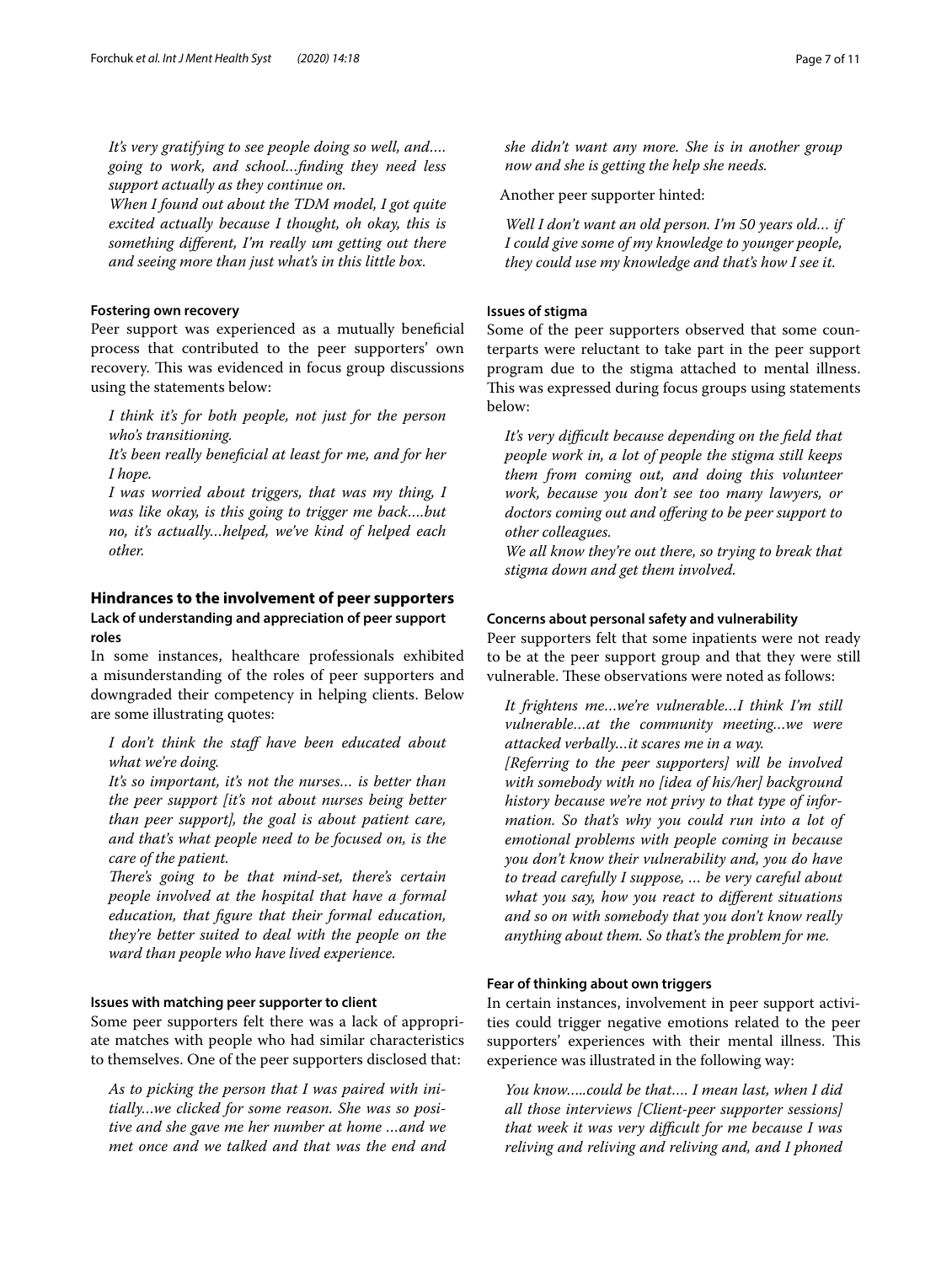*It's very gratifying to see people doing so well, and.... going to work, and school...finding they need less support actually as they continue on.*

*When I found out about the TDM model, I got quite excited actually because I thought, oh okay, this is something different, I'm really um getting out there and seeing more than just what's in this little box.*

#### Fostering own recovery

Peer support was experienced as a mutually beneficial process that contributed to the peer supporters' own recovery. This was evidenced in focus group discussions using the statements below:

*I think it's for both people, not just for the person who's transitioning.*

*It's been really beneficial at least for me, and for her I hope.*

*I was worried about triggers, that was my thing, I was like okay, is this going to trigger me back....but no, it's actually...helped, we've kind of helped each other.*

### Hindrances to the involvement of peer supporters

#### Lack of understanding and appreciation of peer support roles

In some instances, healthcare professionals exhibited a misunderstanding of the roles of peer supporters and downgraded their competency in helping clients. Below are some illustrating quotes:

*I don't think the staff have been educated about what we're doing.*

*It's so important, it's not the nurses... is better than the peer support [it's not about nurses being better than peer support], the goal is about patient care, and that's what people need to be focused on, is the care of the patient.*

*There's going to be that mind-set, there's certain people involved at the hospital that have a formal education, that figure that their formal education, they're better suited to deal with the people on the ward than people who have lived experience.*

#### Issues with matching peer supporter to client

Some peer supporters felt there was a lack of appropriate matches with people who had similar characteristics to themselves. One of the peer supporters disclosed that:

*As to picking the person that I was paired with initially...we clicked for some reason. She was so positive and she gave me her number at home ...and we met once and we talked and that was the end and she didn't want any more. She is in another group now and she is getting the help she needs.*

Another peer supporter hinted:

*Well I don't want an old person. I'm 50 years old... if I could give some of my knowledge to younger people, they could use my knowledge and that's how I see it.*

#### Issues of stigma

Some of the peer supporters observed that some counterparts were reluctant to take part in the peer support program due to the stigma attached to mental illness. This was expressed during focus groups using statements below:

*It's very difficult because depending on the field that people work in, a lot of people the stigma still keeps them from coming out, and doing this volunteer work, because you don't see too many lawyers, or doctors coming out and offering to be peer support to other colleagues.*

*We all know they're out there, so trying to break that stigma down and get them involved.*

#### Concerns about personal safety and vulnerability

Peer supporters felt that some inpatients were not ready to be at the peer support group and that they were still vulnerable. These observations were noted as follows:

*It frightens me...we're vulnerable...I think I'm still vulnerable...at the community meeting...we were attacked verbally...it scares me in a way.*

*[Referring to the peer supporters] will be involved with somebody with no [idea of his/her] background history because we're not privy to that type of information. So that's why you could run into a lot of emotional problems with people coming in because you don't know their vulnerability and, you do have to tread carefully I suppose, ... be very careful about what you say, how you react to different situations and so on with somebody that you don't know really anything about them. So that's the problem for me.*

#### Fear of thinking about own triggers

In certain instances, involvement in peer support activities could trigger negative emotions related to the peer supporters' experiences with their mental illness. This experience was illustrated in the following way:

*You know.....could be that.... I mean last, when I did all those interviews [Client-peer supporter sessions] that week it was very difficult for me because I was reliving and reliving and reliving and, and I phoned*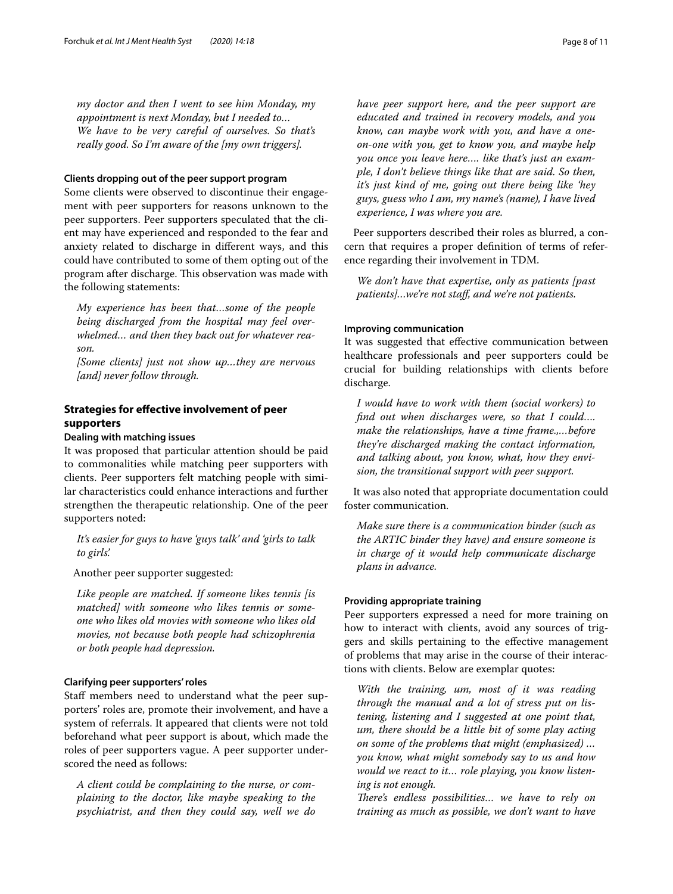*my doctor and then I went to see him Monday, my appointment is next Monday, but I needed to…*
*We have to be very careful of ourselves. So that's really good. So I'm aware of the [my own triggers].*

### Clients dropping out of the peer support program

Some clients were observed to discontinue their engagement with peer supporters for reasons unknown to the peer supporters. Peer supporters speculated that the client may have experienced and responded to the fear and anxiety related to discharge in different ways, and this could have contributed to some of them opting out of the program after discharge. This observation was made with the following statements:

> *My experience has been that…some of the people being discharged from the hospital may feel overwhelmed… and then they back out for whatever reason.*
> *[Some clients] just not show up…they are nervous [and] never follow through.*

## Strategies for effective involvement of peer supporters

### Dealing with matching issues

It was proposed that particular attention should be paid to commonalities while matching peer supporters with clients. Peer supporters felt matching people with similar characteristics could enhance interactions and further strengthen the therapeutic relationship. One of the peer supporters noted:

> *It's easier for guys to have 'guys talk' and 'girls to talk to girls'.*

Another peer supporter suggested:

> *Like people are matched. If someone likes tennis [is matched] with someone who likes tennis or someone who likes old movies with someone who likes old movies, not because both people had schizophrenia or both people had depression.*

### Clarifying peer supporters' roles

Staff members need to understand what the peer supporters' roles are, promote their involvement, and have a system of referrals. It appeared that clients were not told beforehand what peer support is about, which made the roles of peer supporters vague. A peer supporter underscored the need as follows:

> *A client could be complaining to the nurse, or complaining to the doctor, like maybe speaking to the psychiatrist, and then they could say, well we do have peer support here, and the peer support are educated and trained in recovery models, and you know, can maybe work with you, and have a one-on-one with you, get to know you, and maybe help you once you leave here…. like that's just an example, I don't believe things like that are said. So then, it's just kind of me, going out there being like 'hey guys, guess who I am, my name's (name), I have lived experience, I was where you are.*

Peer supporters described their roles as blurred, a concern that requires a proper definition of terms of reference regarding their involvement in TDM.

> *We don't have that expertise, only as patients [past patients]…we're not staff, and we're not patients.*

### Improving communication

It was suggested that effective communication between healthcare professionals and peer supporters could be crucial for building relationships with clients before discharge.

> *I would have to work with them (social workers) to find out when discharges were, so that I could…. make the relationships, have a time frame.,…before they're discharged making the contact information, and talking about, you know, what, how they envision, the transitional support with peer support.*

It was also noted that appropriate documentation could foster communication.

> *Make sure there is a communication binder (such as the ARTIC binder they have) and ensure someone is in charge of it would help communicate discharge plans in advance.*

### Providing appropriate training

Peer supporters expressed a need for more training on how to interact with clients, avoid any sources of triggers and skills pertaining to the effective management of problems that may arise in the course of their interactions with clients. Below are exemplar quotes:

> *With the training, um, most of it was reading through the manual and a lot of stress put on listening, listening and I suggested at one point that, um, there should be a little bit of some play acting on some of the problems that might (emphasized) … you know, what might somebody say to us and how would we react to it… role playing, you know listening is not enough.*
> *There's endless possibilities… we have to rely on training as much as possible, we don't want to have*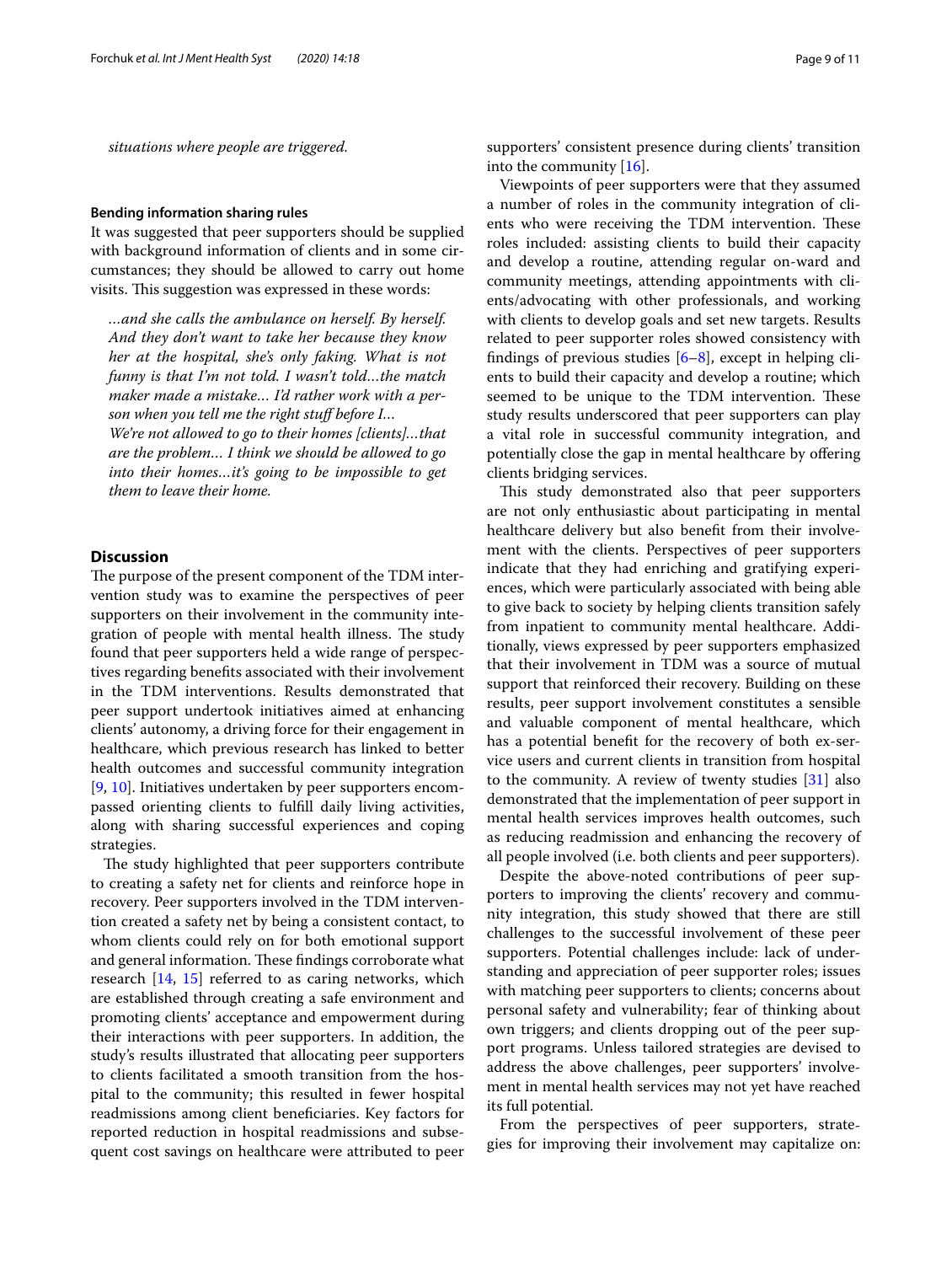*situations where people are triggered.*

#### Bending information sharing rules

It was suggested that peer supporters should be supplied with background information of clients and in some circumstances; they should be allowed to carry out home visits. This suggestion was expressed in these words:

> *...and she calls the ambulance on herself. By herself. And they don't want to take her because they know her at the hospital, she's only faking. What is not funny is that I'm not told. I wasn't told...the match maker made a mistake... I'd rather work with a person when you tell me the right stuff before I...*
> *We're not allowed to go to their homes [clients]...that are the problem... I think we should be allowed to go into their homes...it's going to be impossible to get them to leave their home.*

## Discussion

The purpose of the present component of the TDM intervention study was to examine the perspectives of peer supporters on their involvement in the community integration of people with mental health illness. The study found that peer supporters held a wide range of perspectives regarding benefits associated with their involvement in the TDM interventions. Results demonstrated that peer support undertook initiatives aimed at enhancing clients' autonomy, a driving force for their engagement in healthcare, which previous research has linked to better health outcomes and successful community integration [9, 10]. Initiatives undertaken by peer supporters encompassed orienting clients to fulfill daily living activities, along with sharing successful experiences and coping strategies.

The study highlighted that peer supporters contribute to creating a safety net for clients and reinforce hope in recovery. Peer supporters involved in the TDM intervention created a safety net by being a consistent contact, to whom clients could rely on for both emotional support and general information. These findings corroborate what research [14, 15] referred to as caring networks, which are established through creating a safe environment and promoting clients' acceptance and empowerment during their interactions with peer supporters. In addition, the study's results illustrated that allocating peer supporters to clients facilitated a smooth transition from the hospital to the community; this resulted in fewer hospital readmissions among client beneficiaries. Key factors for reported reduction in hospital readmissions and subsequent cost savings on healthcare were attributed to peer supporters' consistent presence during clients' transition into the community [16].

Viewpoints of peer supporters were that they assumed a number of roles in the community integration of clients who were receiving the TDM intervention. These roles included: assisting clients to build their capacity and develop a routine, attending regular on-ward and community meetings, attending appointments with clients/advocating with other professionals, and working with clients to develop goals and set new targets. Results related to peer supporter roles showed consistency with findings of previous studies [6–8], except in helping clients to build their capacity and develop a routine; which seemed to be unique to the TDM intervention. These study results underscored that peer supporters can play a vital role in successful community integration, and potentially close the gap in mental healthcare by offering clients bridging services.

This study demonstrated also that peer supporters are not only enthusiastic about participating in mental healthcare delivery but also benefit from their involvement with the clients. Perspectives of peer supporters indicate that they had enriching and gratifying experiences, which were particularly associated with being able to give back to society by helping clients transition safely from inpatient to community mental healthcare. Additionally, views expressed by peer supporters emphasized that their involvement in TDM was a source of mutual support that reinforced their recovery. Building on these results, peer support involvement constitutes a sensible and valuable component of mental healthcare, which has a potential benefit for the recovery of both ex-service users and current clients in transition from hospital to the community. A review of twenty studies [31] also demonstrated that the implementation of peer support in mental health services improves health outcomes, such as reducing readmission and enhancing the recovery of all people involved (i.e. both clients and peer supporters).

Despite the above-noted contributions of peer supporters to improving the clients' recovery and community integration, this study showed that there are still challenges to the successful involvement of these peer supporters. Potential challenges include: lack of understanding and appreciation of peer supporter roles; issues with matching peer supporters to clients; concerns about personal safety and vulnerability; fear of thinking about own triggers; and clients dropping out of the peer support programs. Unless tailored strategies are devised to address the above challenges, peer supporters' involvement in mental health services may not yet have reached its full potential.

From the perspectives of peer supporters, strategies for improving their involvement may capitalize on: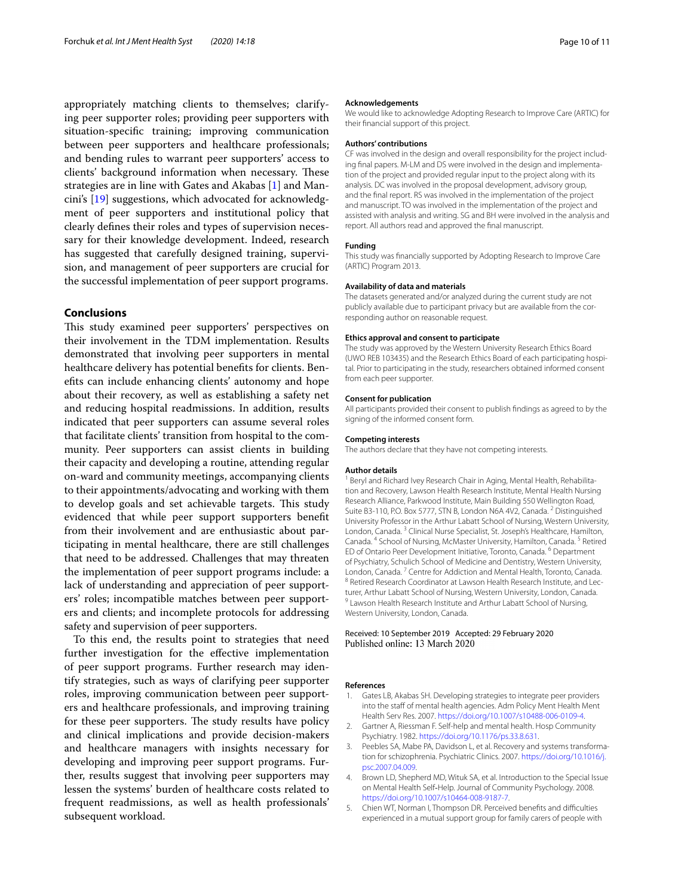appropriately matching clients to themselves; clarifying peer supporter roles; providing peer supporters with situation-specific training; improving communication between peer supporters and healthcare professionals; and bending rules to warrant peer supporters' access to clients' background information when necessary. These strategies are in line with Gates and Akabas [1] and Mancini's [19] suggestions, which advocated for acknowledgment of peer supporters and institutional policy that clearly defines their roles and types of supervision necessary for their knowledge development. Indeed, research has suggested that carefully designed training, supervision, and management of peer supporters are crucial for the successful implementation of peer support programs.

## Conclusions

This study examined peer supporters' perspectives on their involvement in the TDM implementation. Results demonstrated that involving peer supporters in mental healthcare delivery has potential benefits for clients. Benefits can include enhancing clients' autonomy and hope about their recovery, as well as establishing a safety net and reducing hospital readmissions. In addition, results indicated that peer supporters can assume several roles that facilitate clients' transition from hospital to the community. Peer supporters can assist clients in building their capacity and developing a routine, attending regular on-ward and community meetings, accompanying clients to their appointments/advocating and working with them to develop goals and set achievable targets. This study evidenced that while peer support supporters benefit from their involvement and are enthusiastic about participating in mental healthcare, there are still challenges that need to be addressed. Challenges that may threaten the implementation of peer support programs include: a lack of understanding and appreciation of peer supporters' roles; incompatible matches between peer supporters and clients; and incomplete protocols for addressing safety and supervision of peer supporters.

To this end, the results point to strategies that need further investigation for the effective implementation of peer support programs. Further research may identify strategies, such as ways of clarifying peer supporter roles, improving communication between peer supporters and healthcare professionals, and improving training for these peer supporters. The study results have policy and clinical implications and provide decision-makers and healthcare managers with insights necessary for developing and improving peer support programs. Further, results suggest that involving peer supporters may lessen the systems' burden of healthcare costs related to frequent readmissions, as well as health professionals' subsequent workload.

#### Acknowledgements

We would like to acknowledge Adopting Research to Improve Care (ARTIC) for their financial support of this project.

#### Authors' contributions

CF was involved in the design and overall responsibility for the project including final papers. M-LM and DS were involved in the design and implementation of the project and provided regular input to the project along with its analysis. DC was involved in the proposal development, advisory group, and the final report. RS was involved in the implementation of the project and manuscript. TO was involved in the implementation of the project and assisted with analysis and writing. SG and BH were involved in the analysis and report. All authors read and approved the final manuscript.

#### Funding

This study was financially supported by Adopting Research to Improve Care (ARTIC) Program 2013.

#### Availability of data and materials

The datasets generated and/or analyzed during the current study are not publicly available due to participant privacy but are available from the corresponding author on reasonable request.

#### Ethics approval and consent to participate

The study was approved by the Western University Research Ethics Board (UWO REB 103435) and the Research Ethics Board of each participating hospital. Prior to participating in the study, researchers obtained informed consent from each peer supporter.

#### Consent for publication

All participants provided their consent to publish findings as agreed to by the signing of the informed consent form.

#### Competing interests

The authors declare that they have not competing interests.

#### Author details

[1] Beryl and Richard Ivey Research Chair in Aging, Mental Health, Rehabilitation and Recovery, Lawson Health Research Institute, Mental Health Nursing Research Alliance, Parkwood Institute, Main Building 550 Wellington Road, Suite B3-110, P.O. Box 5777, STN B, London N6A 4V2, Canada. [2] Distinguished University Professor in the Arthur Labatt School of Nursing, Western University, London, Canada. [3] Clinical Nurse Specialist, St. Joseph's Healthcare, Hamilton, Canada. [4] School of Nursing, McMaster University, Hamilton, Canada. [5] Retired ED of Ontario Peer Development Initiative, Toronto, Canada. [6] Department of Psychiatry, Schulich School of Medicine and Dentistry, Western University, London, Canada. [7] Centre for Addiction and Mental Health, Toronto, Canada. [8] Retired Research Coordinator at Lawson Health Research Institute, and Lecturer, Arthur Labatt School of Nursing, Western University, London, Canada. [9] Lawson Health Research Institute and Arthur Labatt School of Nursing, Western University, London, Canada.

Received: 10 September 2019 Accepted: 29 February 2020
Published online: 13 March 2020

#### References

1. Gates LB, Akabas SH. Developing strategies to integrate peer providers into the staff of mental health agencies. Adm Policy Ment Health Ment Health Serv Res. 2007. https://doi.org/10.1007/s10488-006-0109-4.
2. Gartner A, Riessman F. Self-help and mental health. Hosp Community Psychiatry. 1982. https://doi.org/10.1176/ps.33.8.631.
3. Peebles SA, Mabe PA, Davidson L, et al. Recovery and systems transformation for schizophrenia. Psychiatric Clinics. 2007. https://doi.org/10.1016/j.psc.2007.04.009.
4. Brown LD, Shepherd MD, Wituk SA, et al. Introduction to the Special Issue on Mental Health Self-Help. Journal of Community Psychology. 2008. https://doi.org/10.1007/s10464-008-9187-7.
5. Chien WT, Norman I, Thompson DR. Perceived benefits and difficulties experienced in a mutual support group for family carers of people with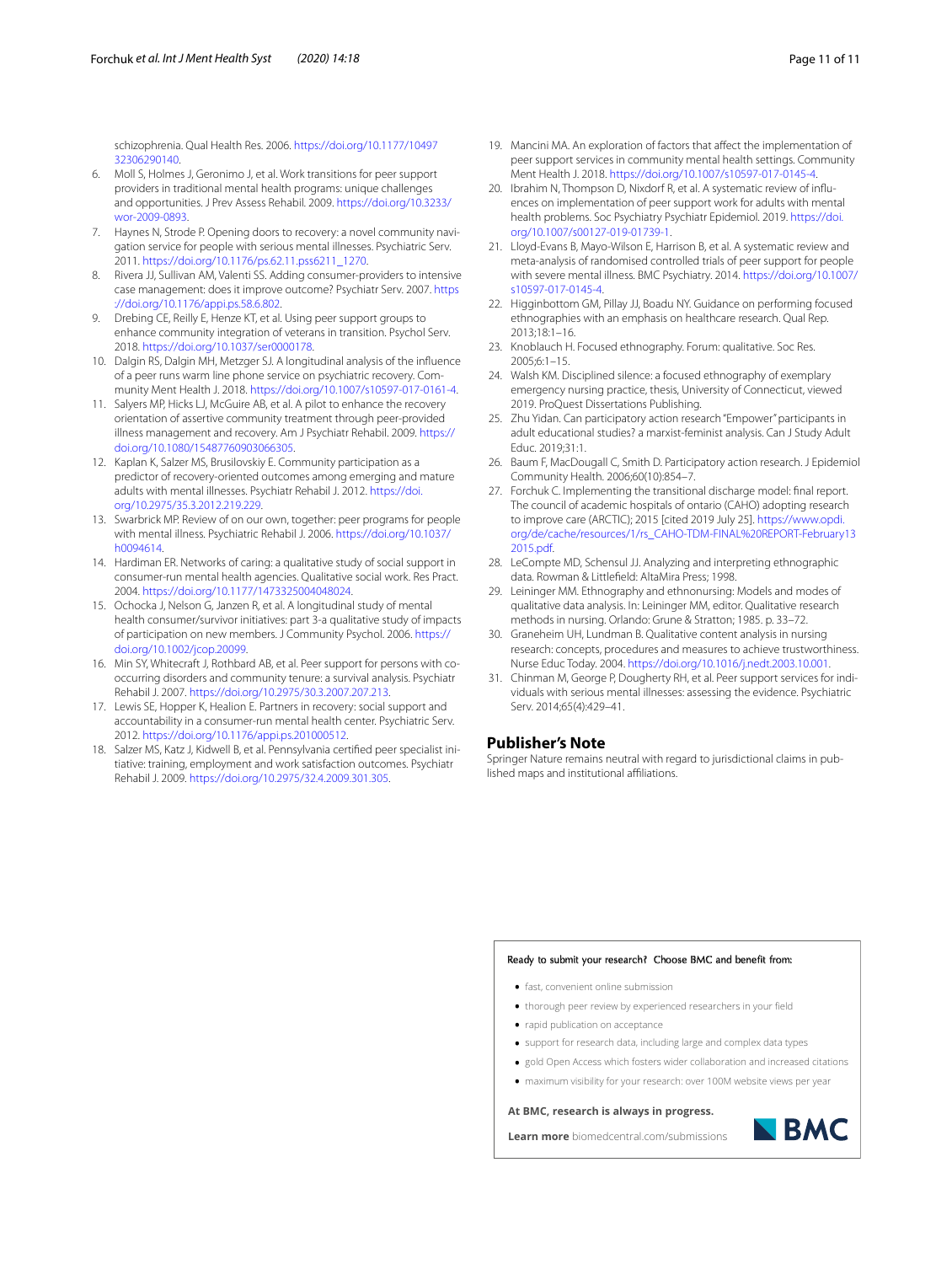schizophrenia. Qual Health Res. 2006. https://doi.org/10.1177/1049732306290140.

6. Moll S, Holmes J, Geronimo J, et al. Work transitions for peer support providers in traditional mental health programs: unique challenges and opportunities. J Prev Assess Rehabil. 2009. https://doi.org/10.3233/wor-2009-0893.
7. Haynes N, Strode P. Opening doors to recovery: a novel community navigation service for people with serious mental illnesses. Psychiatr Serv. 2011. https://doi.org/10.1176/ps.62.11.pss6211_1270.
8. Rivera JJ, Sullivan AM, Valenti SS. Adding consumer-providers to intensive case management: does it improve outcome? Psychiatr Serv. 2007. https://doi.org/10.1176/appi.ps.58.6.802.
9. Drebing CE, Reilly E, Henze KT, et al. Using peer support groups to enhance community integration of veterans in transition. Psychol Serv. 2018. https://doi.org/10.1037/ser0000178.
10. Dalgin RS, Dalgin MH, Metzger SJ. A longitudinal analysis of the influence of a peer runs warm line phone service on psychiatric recovery. Community Ment Health J. 2018. https://doi.org/10.1007/s10597-017-0161-4.
11. Salyers MP, Hicks LJ, McGuire AB, et al. A pilot to enhance the recovery orientation of assertive community treatment through peer-provided illness management and recovery. Am J Psychiatr Rehabil. 2009. https://doi.org/10.1080/15487760903066305.
12. Kaplan K, Salzer MS, Brusilovskiy E. Community participation as a predictor of recovery-oriented outcomes among emerging and mature adults with mental illnesses. Psychiatr Rehabil J. 2012. https://doi.org/10.2975/35.3.2012.219.229.
13. Swarbrick MP. Review of on our own, together: peer programs for people with mental illness. Psychiatr Rehabil J. 2006. https://doi.org/10.1037/h0094614.
14. Hardiman ER. Networks of caring: a qualitative study of social support in consumer-run mental health agencies. Qualitative social work. Res Pract. 2004. https://doi.org/10.1177/1473325004048024.
15. Ochocka J, Nelson G, Janzen R, et al. A longitudinal study of mental health consumer/survivor initiatives: part 3-a qualitative study of impacts of participation on new members. J Community Psychol. 2006. https://doi.org/10.1002/jcop.20099.
16. Min SY, Whitecraft J, Rothbard AB, et al. Peer support for persons with co-occurring disorders and community tenure: a survival analysis. Psychiatr Rehabil J. 2007. https://doi.org/10.2975/30.3.2007.207.213.
17. Lewis SE, Hopper K, Healion E. Partners in recovery: social support and accountability in a consumer-run mental health center. Psychiatric Serv. 2012. https://doi.org/10.1176/appi.ps.201000512.
18. Salzer MS, Katz J, Kidwell B, et al. Pennsylvania certified peer specialist initiative: training, employment and work satisfaction outcomes. Psychiatr Rehabil J. 2009. https://doi.org/10.2975/32.4.2009.301.305.
19. Mancini MA. An exploration of factors that affect the implementation of peer support services in community mental health settings. Community Ment Health J. 2018. https://doi.org/10.1007/s10597-017-0145-4.
20. Ibrahim N, Thompson D, Nixdorf R, et al. A systematic review of influences on implementation of peer support work for adults with mental health problems. Soc Psychiatry Psychiatr Epidemiol. 2019. https://doi.org/10.1007/s00127-019-01739-1.
21. Lloyd-Evans B, Mayo-Wilson E, Harrison B, et al. A systematic review and meta-analysis of randomised controlled trials of peer support for people with severe mental illness. BMC Psychiatry. 2014. https://doi.org/10.1007/s10597-017-0145-4.
22. Higginbottom GM, Pillay JJ, Boadu NY. Guidance on performing focused ethnographies with an emphasis on healthcare research. Qual Rep. 2013;18:1–16.
23. Knoblauch H. Focused ethnography. Forum: qualitative. Soc Res. 2005;6:1–15.
24. Walsh KM. Disciplined silence: a focused ethnography of exemplary emergency nursing practice, thesis, University of Connecticut, viewed 2019. ProQuest Dissertations Publishing.
25. Zhu Yidan. Can participatory action research "Empower" participants in adult educational studies? a marxist-feminist analysis. Can J Study Adult Educ. 2019;31:1.
26. Baum F, MacDougall C, Smith D. Participatory action research. J Epidemiol Community Health. 2006;60(10):854–7.
27. Forchuk C. Implementing the transitional discharge model: final report. The council of academic hospitals of ontario (CAHO) adopting research to improve care (ARCTIC); 2015 [cited 2019 July 25]. https://www.opdi.org/de/cache/resources/1/rs_CAHO-TDM-FINAL%20REPORT-February132015.pdf.
28. LeCompte MD, Schensul JJ. Analyzing and interpreting ethnographic data. Rowman & Littlefield: AltaMira Press; 1998.
29. Leininger MM. Ethnography and ethnonursing: Models and modes of qualitative data analysis. In: Leininger MM, editor. Qualitative research methods in nursing. Orlando: Grune & Stratton; 1985. p. 33–72.
30. Graneheim UH, Lundman B. Qualitative content analysis in nursing research: concepts, procedures and measures to achieve trustworthiness. Nurse Educ Today. 2004. https://doi.org/10.1016/j.nedt.2003.10.001.
31. Chinman M, George P, Dougherty RH, et al. Peer support services for individuals with serious mental illnesses: assessing the evidence. Psychiatric Serv. 2014;65(4):429–41.

## Publisher's Note

Springer Nature remains neutral with regard to jurisdictional claims in published maps and institutional affiliations.

Ready to submit your research? Choose BMC and benefit from:

- fast, convenient online submission
- thorough peer review by experienced researchers in your field
- rapid publication on acceptance
- support for research data, including large and complex data types
- gold Open Access which fosters wider collaboration and increased citations
- maximum visibility for your research: over 100M website views per year

**At BMC, research is always in progress.**

**Learn more** biomedcentral.com/submissions

BMC